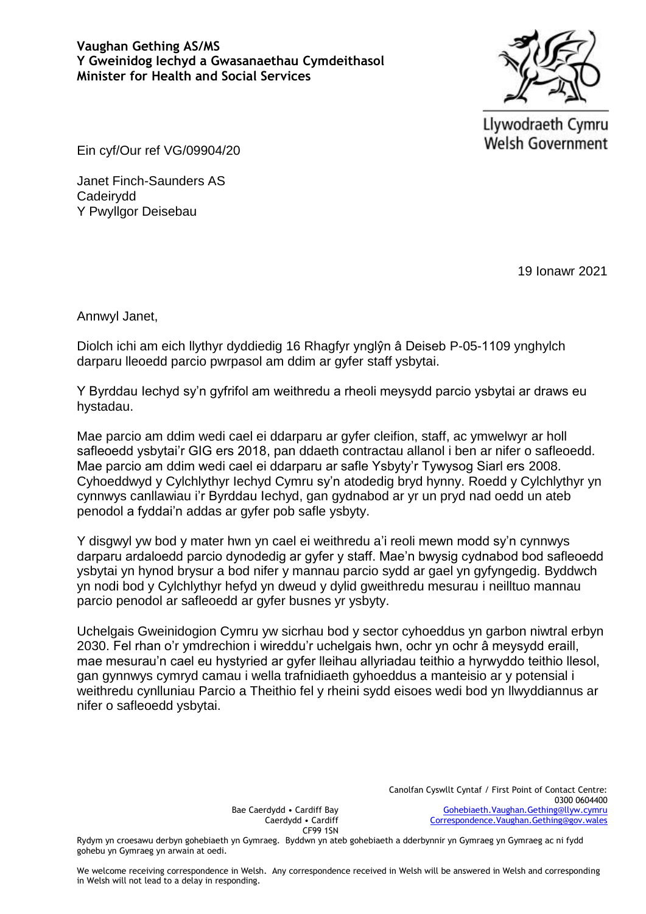**Vaughan Gething AS/MS**
**Y Gweinidog Iechyd a Gwasanaethau Cymdeithasol**
**Minister for Health and Social Services**

Llywodraeth Cymru
Welsh Government

Ein cyf/Our ref VG/09904/20

Janet Finch-Saunders AS
Cadeirydd
Y Pwyllgor Deisebau

19 Ionawr 2021

Annwyl Janet,

Diolch ichi am eich llythyr dyddiedig 16 Rhagfyr ynglŷn â Deiseb P-05-1109 ynghylch darparu lleoedd parcio pwrpasol am ddim ar gyfer staff ysbytai.

Y Byrddau Iechyd sy'n gyfrifol am weithredu a rheoli meysydd parcio ysbytai ar draws eu hystadau.

Mae parcio am ddim wedi cael ei ddarparu ar gyfer cleifion, staff, ac ymwelwyr ar holl safleoedd ysbytai'r GIG ers 2018, pan ddaeth contractau allanol i ben ar nifer o safleoedd. Mae parcio am ddim wedi cael ei ddarparu ar safle Ysbyty'r Tywysog Siarl ers 2008. Cyhoeddwyd y Cylchlythyr Iechyd Cymru sy'n atodedig bryd hynny. Roedd y Cylchlythyr yn cynnwys canllawiau i'r Byrddau Iechyd, gan gydnabod ar yr un pryd nad oedd un ateb penodol a fyddai'n addas ar gyfer pob safle ysbyty.

Y disgwyl yw bod y mater hwn yn cael ei weithredu a'i reoli mewn modd sy'n cynnwys darparu ardaloedd parcio dynodedig ar gyfer y staff. Mae'n bwysig cydnabod bod safleoedd ysbytai yn hynod brysur a bod nifer y mannau parcio sydd ar gael yn gyfyngedig. Byddwch yn nodi bod y Cylchlythyr hefyd yn dweud y dylid gweithredu mesurau i neilltuo mannau parcio penodol ar safleoedd ar gyfer busnes yr ysbyty.

Uchelgais Gweinidogion Cymru yw sicrhau bod y sector cyhoeddus yn garbon niwtral erbyn 2030. Fel rhan o'r ymdrechion i wireddu'r uchelgais hwn, ochr yn ochr â meysydd eraill, mae mesurau'n cael eu hystyried ar gyfer lleihau allyriadau teithio a hyrwyddo teithio llesol, gan gynnwys cymryd camau i wella trafnidiaeth gyhoeddus a manteisio ar y potensial i weithredu cynlluniau Parcio a Theithio fel y rheini sydd eisoes wedi bod yn llwyddiannus ar nifer o safleoedd ysbytai.

Bae Caerdydd • Cardiff Bay
Caerdydd • Cardiff
CF99 1SN

Canolfan Cyswllt Cyntaf / First Point of Contact Centre:
0300 0604400
Gohebiaeth.Vaughan.Gething@llyw.cymru
Correspondence.Vaughan.Gething@gov.wales

Rydym yn croesawu derbyn gohebiaeth yn Gymraeg. Byddwn yn ateb gohebiaeth a dderbynnir yn Gymraeg yn Gymraeg ac ni fydd gohebu yn Gymraeg yn arwain at oedi.

We welcome receiving correspondence in Welsh. Any correspondence received in Welsh will be answered in Welsh and corresponding in Welsh will not lead to a delay in responding.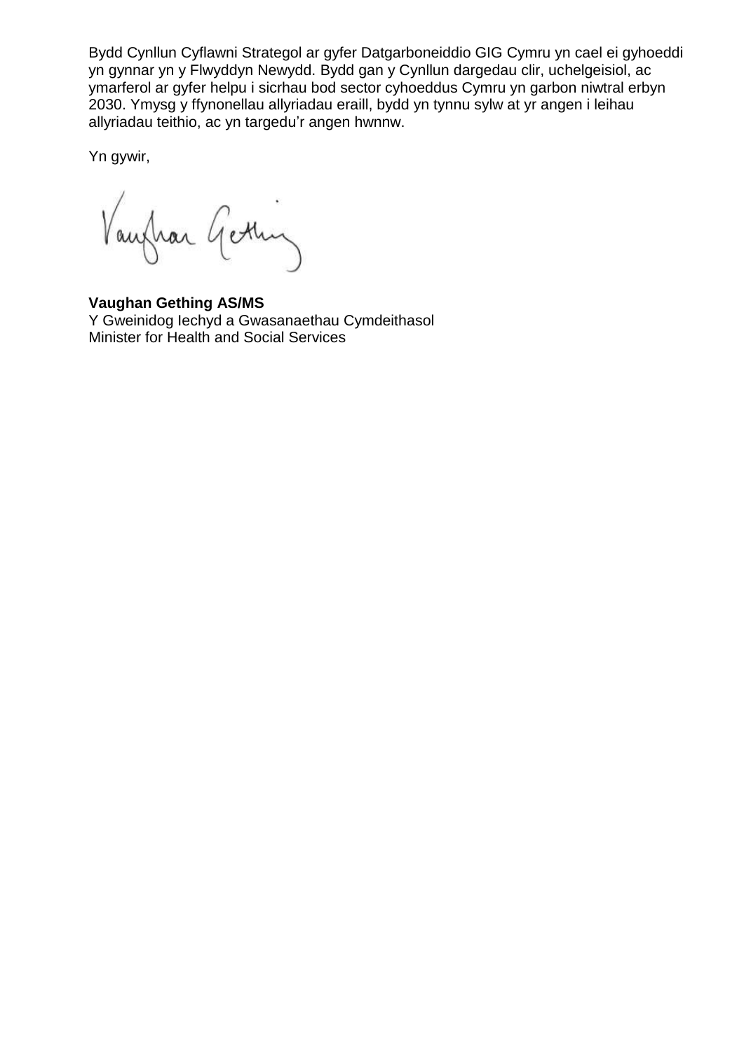Bydd Cynllun Cyflawni Strategol ar gyfer Datgarboneiddio GIG Cymru yn cael ei gyhoeddi yn gynnar yn y Flwyddyn Newydd. Bydd gan y Cynllun dargedau clir, uchelgeisiol, ac ymarferol ar gyfer helpu i sicrhau bod sector cyhoeddus Cymru yn garbon niwtral erbyn 2030. Ymysg y ffynonellau allyriadau eraill, bydd yn tynnu sylw at yr angen i leihau allyriadau teithio, ac yn targedu'r angen hwnnw.

Yn gywir,

**Vaughan Gething AS/MS**
Y Gweinidog Iechyd a Gwasanaethau Cymdeithasol
Minister for Health and Social Services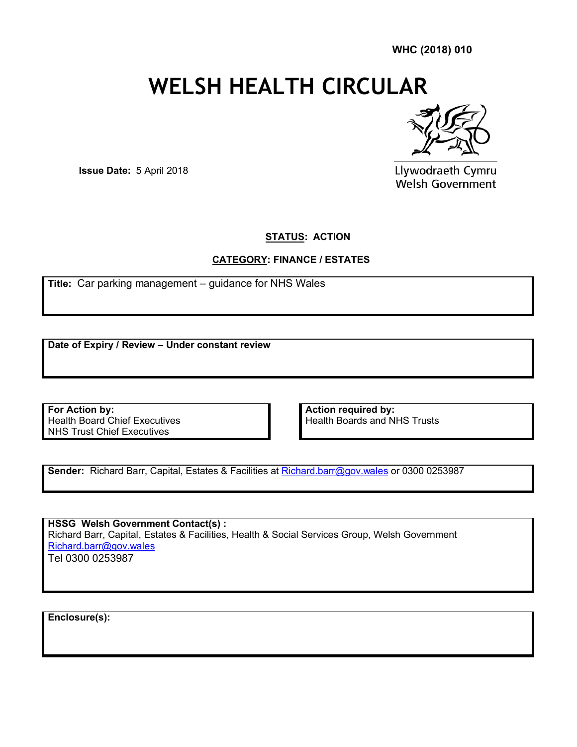**WHC (2018) 010**

# WELSH HEALTH CIRCULAR

Llywodraeth Cymru
Welsh Government

**Issue Date:** 5 April 2018

**STATUS: ACTION**

**CATEGORY: FINANCE / ESTATES**

**Title:** Car parking management – guidance for NHS Wales

**Date of Expiry / Review – Under constant review**

**For Action by:**
Health Board Chief Executives
NHS Trust Chief Executives

**Action required by:**
Health Boards and NHS Trusts

**Sender:** Richard Barr, Capital, Estates & Facilities at Richard.barr@gov.wales or 0300 0253987

**HSSG Welsh Government Contact(s) :**
Richard Barr, Capital, Estates & Facilities, Health & Social Services Group, Welsh Government
Richard.barr@gov.wales
Tel 0300 0253987

**Enclosure(s):**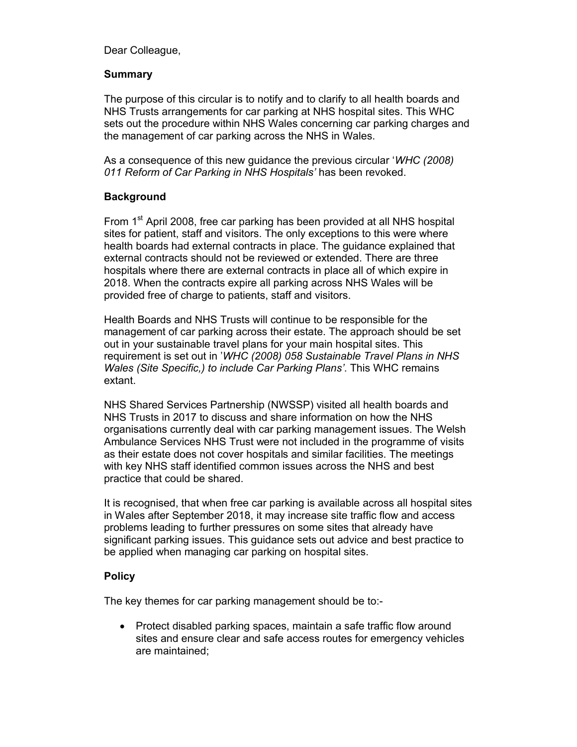Dear Colleague,

## Summary

The purpose of this circular is to notify and to clarify to all health boards and NHS Trusts arrangements for car parking at NHS hospital sites. This WHC sets out the procedure within NHS Wales concerning car parking charges and the management of car parking across the NHS in Wales.

As a consequence of this new guidance the previous circular '*WHC (2008) 011 Reform of Car Parking in NHS Hospitals'* has been revoked.

## Background

From 1st April 2008, free car parking has been provided at all NHS hospital sites for patient, staff and visitors. The only exceptions to this were where health boards had external contracts in place. The guidance explained that external contracts should not be reviewed or extended. There are three hospitals where there are external contracts in place all of which expire in 2018. When the contracts expire all parking across NHS Wales will be provided free of charge to patients, staff and visitors.

Health Boards and NHS Trusts will continue to be responsible for the management of car parking across their estate. The approach should be set out in your sustainable travel plans for your main hospital sites. This requirement is set out in '*WHC (2008) 058 Sustainable Travel Plans in NHS Wales (Site Specific,) to include Car Parking Plans'*. This WHC remains extant.

NHS Shared Services Partnership (NWSSP) visited all health boards and NHS Trusts in 2017 to discuss and share information on how the NHS organisations currently deal with car parking management issues. The Welsh Ambulance Services NHS Trust were not included in the programme of visits as their estate does not cover hospitals and similar facilities. The meetings with key NHS staff identified common issues across the NHS and best practice that could be shared.

It is recognised, that when free car parking is available across all hospital sites in Wales after September 2018, it may increase site traffic flow and access problems leading to further pressures on some sites that already have significant parking issues. This guidance sets out advice and best practice to be applied when managing car parking on hospital sites.

## Policy

The key themes for car parking management should be to:-

- Protect disabled parking spaces, maintain a safe traffic flow around sites and ensure clear and safe access routes for emergency vehicles are maintained;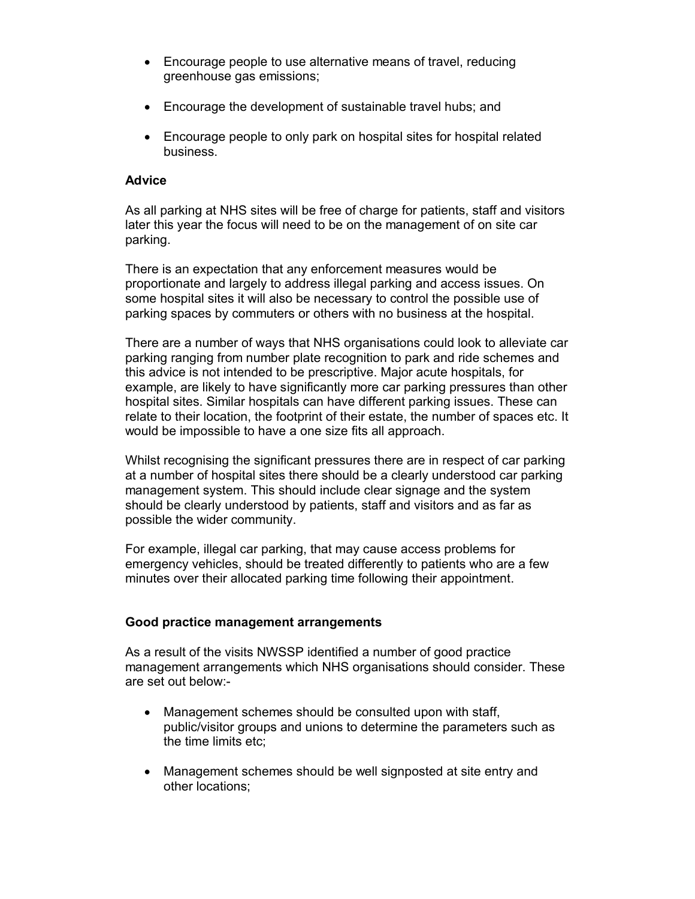- Encourage people to use alternative means of travel, reducing greenhouse gas emissions;
- Encourage the development of sustainable travel hubs; and
- Encourage people to only park on hospital sites for hospital related business.

**Advice**

As all parking at NHS sites will be free of charge for patients, staff and visitors later this year the focus will need to be on the management of on site car parking.

There is an expectation that any enforcement measures would be proportionate and largely to address illegal parking and access issues. On some hospital sites it will also be necessary to control the possible use of parking spaces by commuters or others with no business at the hospital.

There are a number of ways that NHS organisations could look to alleviate car parking ranging from number plate recognition to park and ride schemes and this advice is not intended to be prescriptive. Major acute hospitals, for example, are likely to have significantly more car parking pressures than other hospital sites. Similar hospitals can have different parking issues. These can relate to their location, the footprint of their estate, the number of spaces etc. It would be impossible to have a one size fits all approach.

Whilst recognising the significant pressures there are in respect of car parking at a number of hospital sites there should be a clearly understood car parking management system. This should include clear signage and the system should be clearly understood by patients, staff and visitors and as far as possible the wider community.

For example, illegal car parking, that may cause access problems for emergency vehicles, should be treated differently to patients who are a few minutes over their allocated parking time following their appointment.

**Good practice management arrangements**

As a result of the visits NWSSP identified a number of good practice management arrangements which NHS organisations should consider. These are set out below:-

- Management schemes should be consulted upon with staff, public/visitor groups and unions to determine the parameters such as the time limits etc;
- Management schemes should be well signposted at site entry and other locations;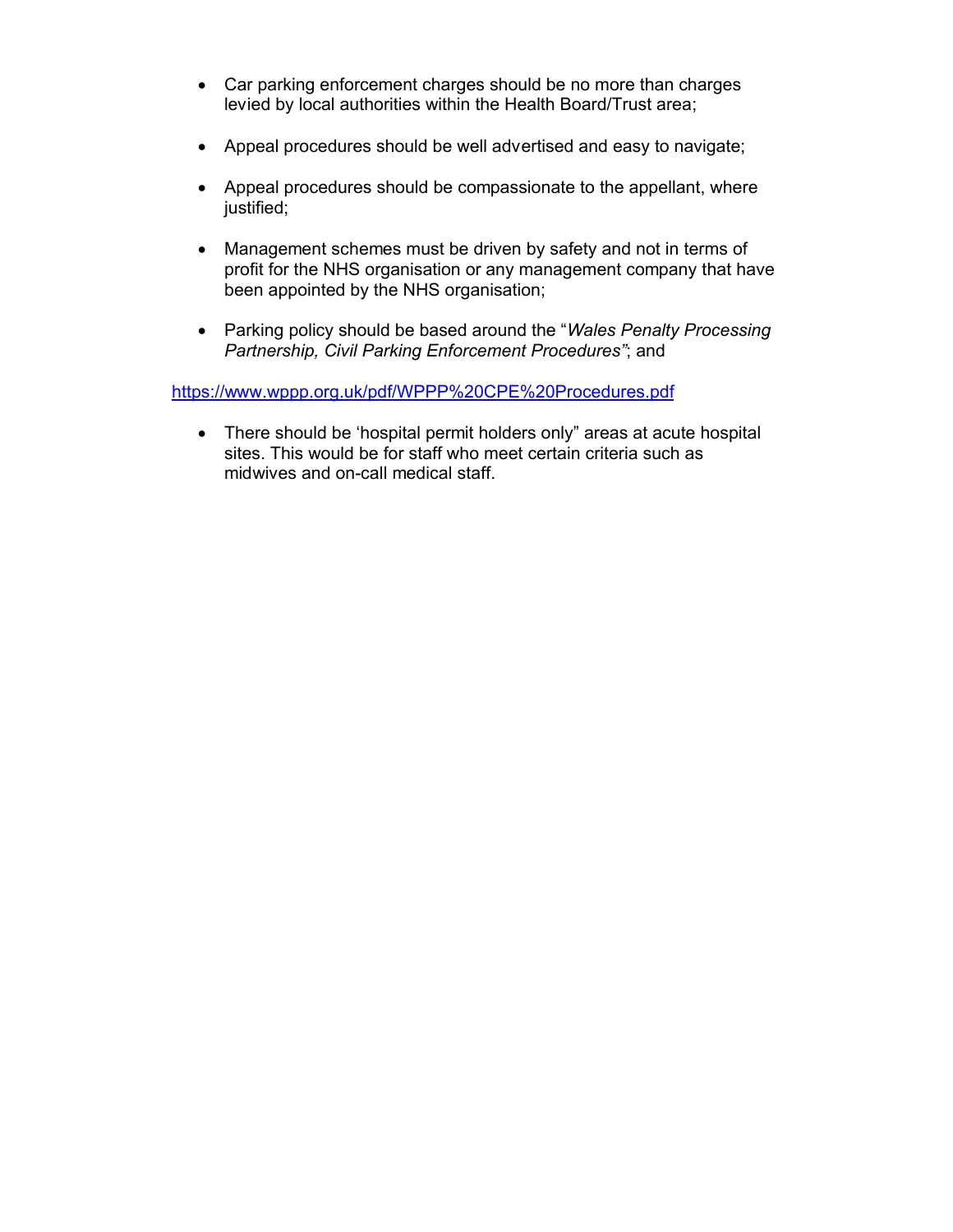- Car parking enforcement charges should be no more than charges levied by local authorities within the Health Board/Trust area;

- Appeal procedures should be well advertised and easy to navigate;

- Appeal procedures should be compassionate to the appellant, where justified;

- Management schemes must be driven by safety and not in terms of profit for the NHS organisation or any management company that have been appointed by the NHS organisation;

- Parking policy should be based around the "*Wales Penalty Processing Partnership, Civil Parking Enforcement Procedures"*; and

https://www.wppp.org.uk/pdf/WPPP%20CPE%20Procedures.pdf

- There should be 'hospital permit holders only" areas at acute hospital sites. This would be for staff who meet certain criteria such as midwives and on-call medical staff.